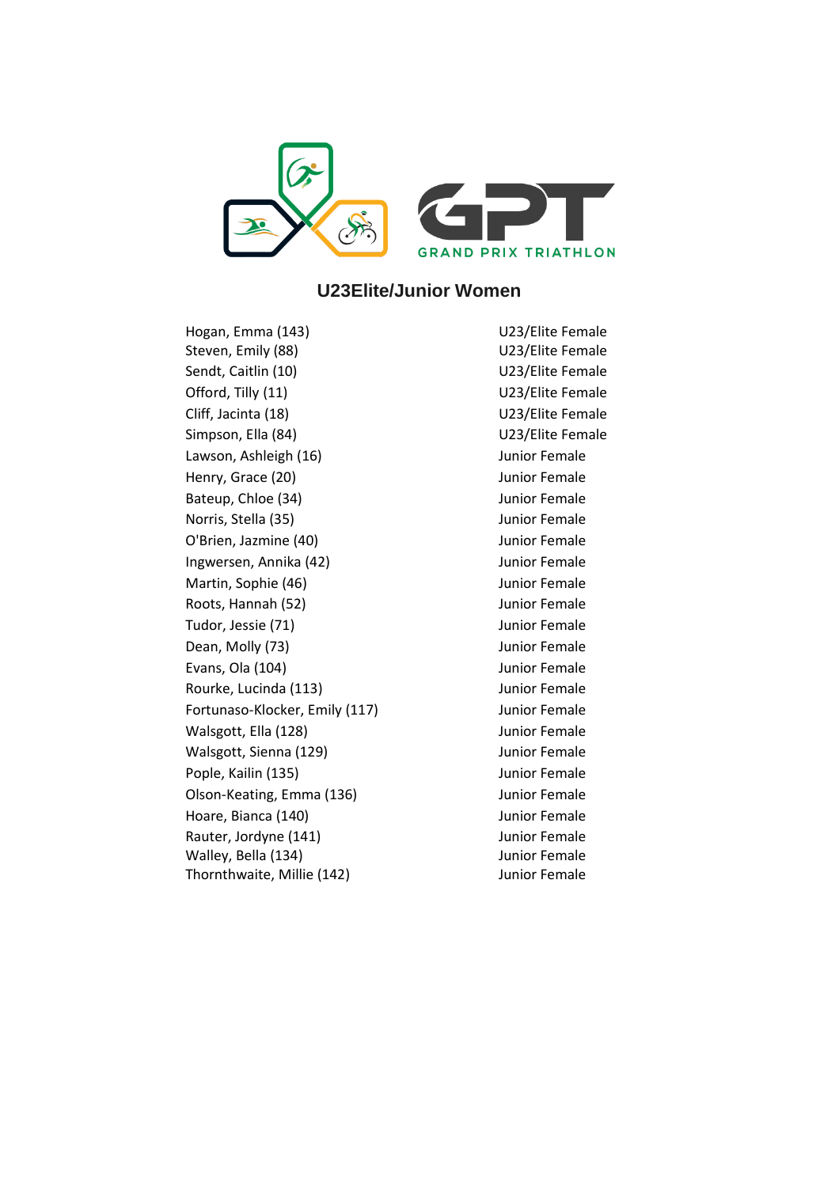GRAND PRIX TRIATHLON

## U23Elite/Junior Women

| | |
|---|---|
| Hogan, Emma (143) | U23/Elite Female |
| Steven, Emily (88) | U23/Elite Female |
| Sendt, Caitlin (10) | U23/Elite Female |
| Offord, Tilly (11) | U23/Elite Female |
| Cliff, Jacinta (18) | U23/Elite Female |
| Simpson, Ella (84) | U23/Elite Female |
| Lawson, Ashleigh (16) | Junior Female |
| Henry, Grace (20) | Junior Female |
| Bateup, Chloe (34) | Junior Female |
| Norris, Stella (35) | Junior Female |
| O'Brien, Jazmine (40) | Junior Female |
| Ingwersen, Annika (42) | Junior Female |
| Martin, Sophie (46) | Junior Female |
| Roots, Hannah (52) | Junior Female |
| Tudor, Jessie (71) | Junior Female |
| Dean, Molly (73) | Junior Female |
| Evans, Ola (104) | Junior Female |
| Rourke, Lucinda (113) | Junior Female |
| Fortunaso-Klocker, Emily (117) | Junior Female |
| Walsgott, Ella (128) | Junior Female |
| Walsgott, Sienna (129) | Junior Female |
| Pople, Kailin (135) | Junior Female |
| Olson-Keating, Emma (136) | Junior Female |
| Hoare, Bianca (140) | Junior Female |
| Rauter, Jordyne (141) | Junior Female |
| Walley, Bella (134) | Junior Female |
| Thornthwaite, Millie (142) | Junior Female |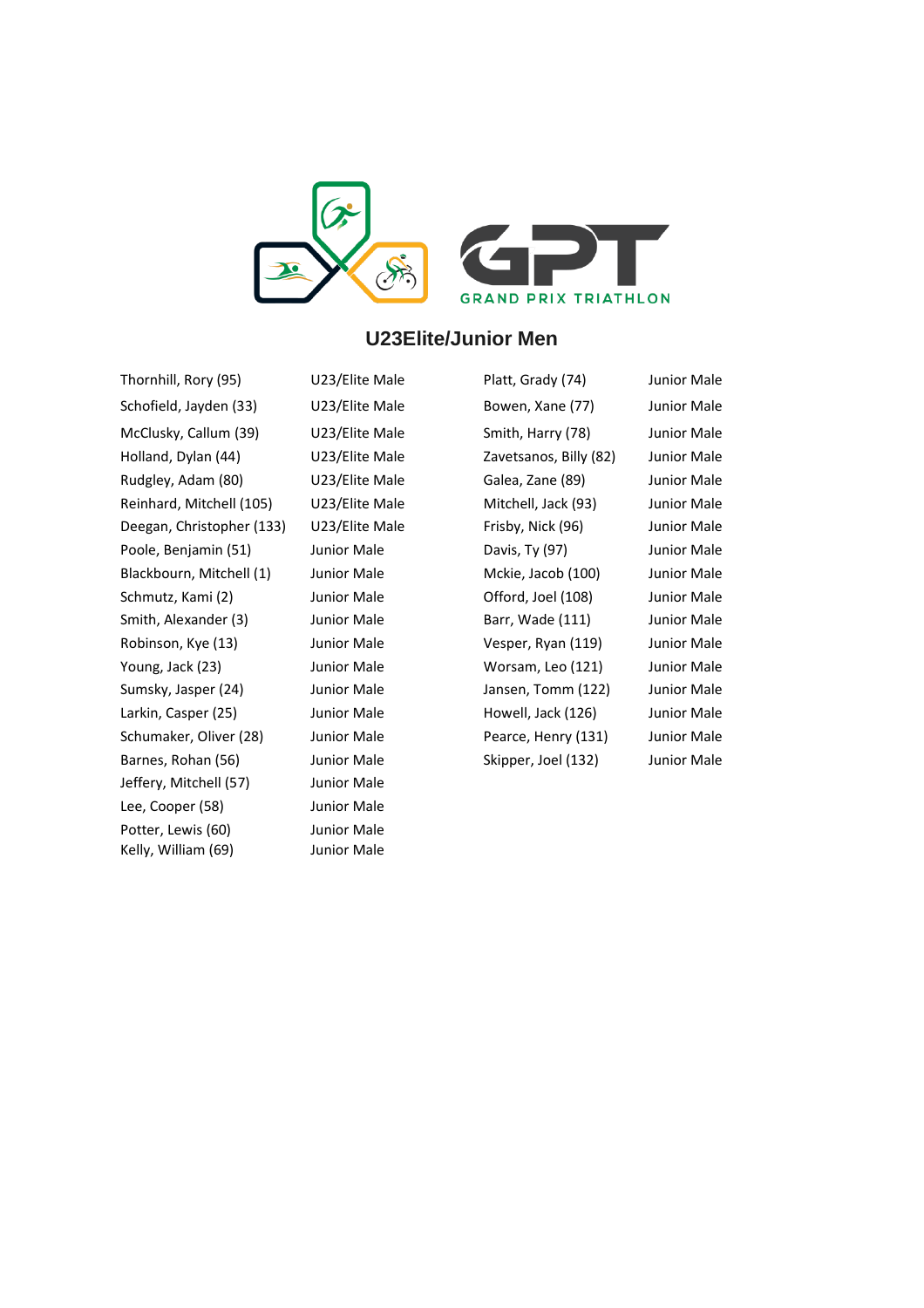GRAND PRIX TRIATHLON

## U23Elite/Junior Men

| Name | Category |
|---|---|
| Thornhill, Rory (95) | U23/Elite Male |
| Schofield, Jayden (33) | U23/Elite Male |
| McClusky, Callum (39) | U23/Elite Male |
| Holland, Dylan (44) | U23/Elite Male |
| Rudgley, Adam (80) | U23/Elite Male |
| Reinhard, Mitchell (105) | U23/Elite Male |
| Deegan, Christopher (133) | U23/Elite Male |
| Poole, Benjamin (51) | Junior Male |
| Blackbourn, Mitchell (1) | Junior Male |
| Schmutz, Kami (2) | Junior Male |
| Smith, Alexander (3) | Junior Male |
| Robinson, Kye (13) | Junior Male |
| Young, Jack (23) | Junior Male |
| Sumsky, Jasper (24) | Junior Male |
| Larkin, Casper (25) | Junior Male |
| Schumaker, Oliver (28) | Junior Male |
| Barnes, Rohan (56) | Junior Male |
| Jeffery, Mitchell (57) | Junior Male |
| Lee, Cooper (58) | Junior Male |
| Potter, Lewis (60) | Junior Male |
| Kelly, William (69) | Junior Male |
| Platt, Grady (74) | Junior Male |
| Bowen, Xane (77) | Junior Male |
| Smith, Harry (78) | Junior Male |
| Zavetsanos, Billy (82) | Junior Male |
| Galea, Zane (89) | Junior Male |
| Mitchell, Jack (93) | Junior Male |
| Frisby, Nick (96) | Junior Male |
| Davis, Ty (97) | Junior Male |
| Mckie, Jacob (100) | Junior Male |
| Offord, Joel (108) | Junior Male |
| Barr, Wade (111) | Junior Male |
| Vesper, Ryan (119) | Junior Male |
| Worsam, Leo (121) | Junior Male |
| Jansen, Tomm (122) | Junior Male |
| Howell, Jack (126) | Junior Male |
| Pearce, Henry (131) | Junior Male |
| Skipper, Joel (132) | Junior Male |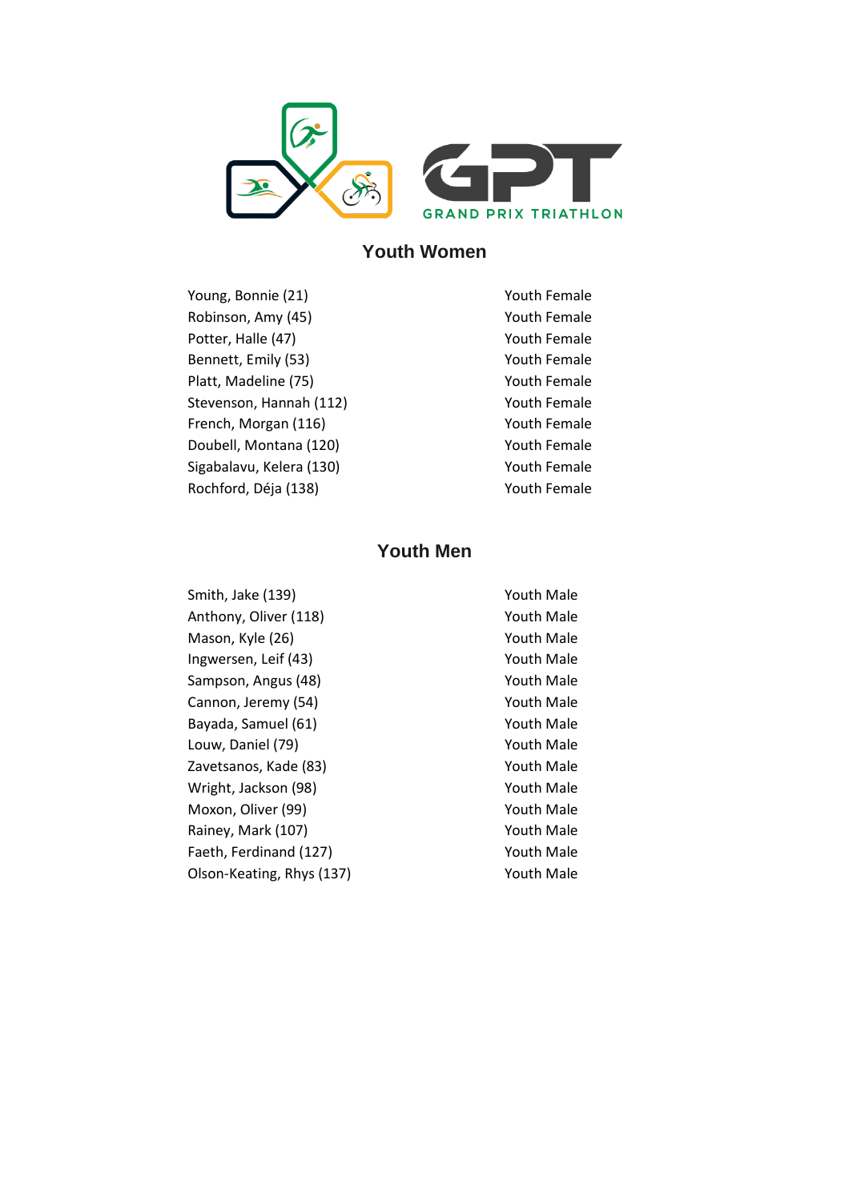GRAND PRIX TRIATHLON

## Youth Women

| | |
|---|---|
| Young, Bonnie (21) | Youth Female |
| Robinson, Amy (45) | Youth Female |
| Potter, Halle (47) | Youth Female |
| Bennett, Emily (53) | Youth Female |
| Platt, Madeline (75) | Youth Female |
| Stevenson, Hannah (112) | Youth Female |
| French, Morgan (116) | Youth Female |
| Doubell, Montana (120) | Youth Female |
| Sigabalavu, Kelera (130) | Youth Female |
| Rochford, Déja (138) | Youth Female |

## Youth Men

| | |
|---|---|
| Smith, Jake (139) | Youth Male |
| Anthony, Oliver (118) | Youth Male |
| Mason, Kyle (26) | Youth Male |
| Ingwersen, Leif (43) | Youth Male |
| Sampson, Angus (48) | Youth Male |
| Cannon, Jeremy (54) | Youth Male |
| Bayada, Samuel (61) | Youth Male |
| Louw, Daniel (79) | Youth Male |
| Zavetsanos, Kade (83) | Youth Male |
| Wright, Jackson (98) | Youth Male |
| Moxon, Oliver (99) | Youth Male |
| Rainey, Mark (107) | Youth Male |
| Faeth, Ferdinand (127) | Youth Male |
| Olson-Keating, Rhys (137) | Youth Male |